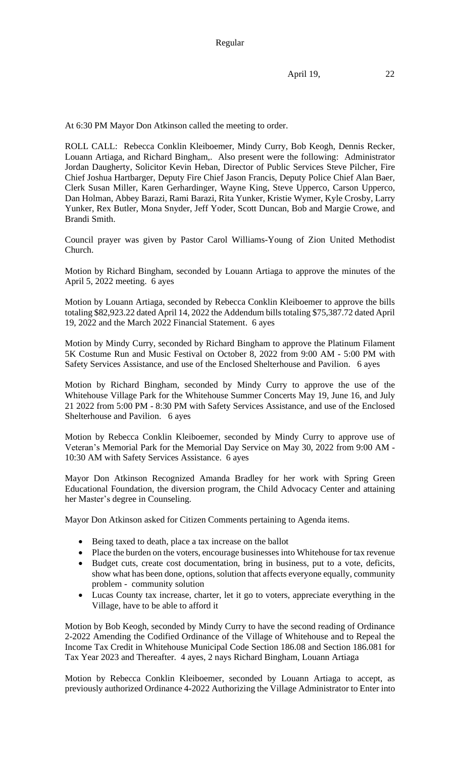At 6:30 PM Mayor Don Atkinson called the meeting to order.

ROLL CALL: Rebecca Conklin Kleiboemer, Mindy Curry, Bob Keogh, Dennis Recker, Louann Artiaga, and Richard Bingham,. Also present were the following: Administrator Jordan Daugherty, Solicitor Kevin Heban, Director of Public Services Steve Pilcher, Fire Chief Joshua Hartbarger, Deputy Fire Chief Jason Francis, Deputy Police Chief Alan Baer, Clerk Susan Miller, Karen Gerhardinger, Wayne King, Steve Upperco, Carson Upperco, Dan Holman, Abbey Barazi, Rami Barazi, Rita Yunker, Kristie Wymer, Kyle Crosby, Larry Yunker, Rex Butler, Mona Snyder, Jeff Yoder, Scott Duncan, Bob and Margie Crowe, and Brandi Smith.

Council prayer was given by Pastor Carol Williams-Young of Zion United Methodist Church.

Motion by Richard Bingham, seconded by Louann Artiaga to approve the minutes of the April 5, 2022 meeting. 6 ayes

Motion by Louann Artiaga, seconded by Rebecca Conklin Kleiboemer to approve the bills totaling $82,923.22 dated April 14, 2022 the Addendum bills totaling $75,387.72 dated April 19, 2022 and the March 2022 Financial Statement. 6 ayes

Motion by Mindy Curry, seconded by Richard Bingham to approve the Platinum Filament 5K Costume Run and Music Festival on October 8, 2022 from 9:00 AM - 5:00 PM with Safety Services Assistance, and use of the Enclosed Shelterhouse and Pavilion. 6 ayes

Motion by Richard Bingham, seconded by Mindy Curry to approve the use of the Whitehouse Village Park for the Whitehouse Summer Concerts May 19, June 16, and July 21 2022 from 5:00 PM - 8:30 PM with Safety Services Assistance, and use of the Enclosed Shelterhouse and Pavilion. 6 ayes

Motion by Rebecca Conklin Kleiboemer, seconded by Mindy Curry to approve use of Veteran's Memorial Park for the Memorial Day Service on May 30, 2022 from 9:00 AM - 10:30 AM with Safety Services Assistance. 6 ayes

Mayor Don Atkinson Recognized Amanda Bradley for her work with Spring Green Educational Foundation, the diversion program, the Child Advocacy Center and attaining her Master's degree in Counseling.

Mayor Don Atkinson asked for Citizen Comments pertaining to Agenda items.

- Being taxed to death, place a tax increase on the ballot
- Place the burden on the voters, encourage businesses into Whitehouse for tax revenue
- Budget cuts, create cost documentation, bring in business, put to a vote, deficits, show what has been done, options, solution that affects everyone equally, community problem - community solution
- Lucas County tax increase, charter, let it go to voters, appreciate everything in the Village, have to be able to afford it

Motion by Bob Keogh, seconded by Mindy Curry to have the second reading of Ordinance 2-2022 Amending the Codified Ordinance of the Village of Whitehouse and to Repeal the Income Tax Credit in Whitehouse Municipal Code Section 186.08 and Section 186.081 for Tax Year 2023 and Thereafter. 4 ayes, 2 nays Richard Bingham, Louann Artiaga

Motion by Rebecca Conklin Kleiboemer, seconded by Louann Artiaga to accept, as previously authorized Ordinance 4-2022 Authorizing the Village Administrator to Enter into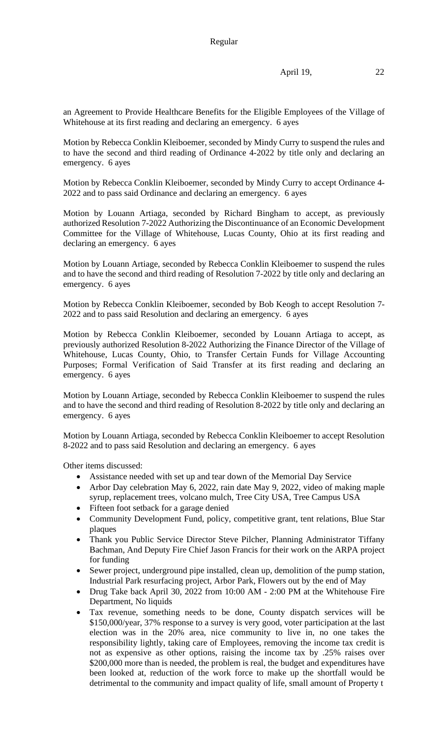an Agreement to Provide Healthcare Benefits for the Eligible Employees of the Village of Whitehouse at its first reading and declaring an emergency. 6 ayes

Motion by Rebecca Conklin Kleiboemer, seconded by Mindy Curry to suspend the rules and to have the second and third reading of Ordinance 4-2022 by title only and declaring an emergency. 6 ayes

Motion by Rebecca Conklin Kleiboemer, seconded by Mindy Curry to accept Ordinance 4-2022 and to pass said Ordinance and declaring an emergency. 6 ayes

Motion by Louann Artiaga, seconded by Richard Bingham to accept, as previously authorized Resolution 7-2022 Authorizing the Discontinuance of an Economic Development Committee for the Village of Whitehouse, Lucas County, Ohio at its first reading and declaring an emergency. 6 ayes

Motion by Louann Artiage, seconded by Rebecca Conklin Kleiboemer to suspend the rules and to have the second and third reading of Resolution 7-2022 by title only and declaring an emergency. 6 ayes

Motion by Rebecca Conklin Kleiboemer, seconded by Bob Keogh to accept Resolution 7-2022 and to pass said Resolution and declaring an emergency. 6 ayes

Motion by Rebecca Conklin Kleiboemer, seconded by Louann Artiaga to accept, as previously authorized Resolution 8-2022 Authorizing the Finance Director of the Village of Whitehouse, Lucas County, Ohio, to Transfer Certain Funds for Village Accounting Purposes; Formal Verification of Said Transfer at its first reading and declaring an emergency. 6 ayes

Motion by Louann Artiage, seconded by Rebecca Conklin Kleiboemer to suspend the rules and to have the second and third reading of Resolution 8-2022 by title only and declaring an emergency. 6 ayes

Motion by Louann Artiaga, seconded by Rebecca Conklin Kleiboemer to accept Resolution 8-2022 and to pass said Resolution and declaring an emergency. 6 ayes

Other items discussed:

- Assistance needed with set up and tear down of the Memorial Day Service
- Arbor Day celebration May 6, 2022, rain date May 9, 2022, video of making maple syrup, replacement trees, volcano mulch, Tree City USA, Tree Campus USA
- Fifteen foot setback for a garage denied
- Community Development Fund, policy, competitive grant, tent relations, Blue Star plaques
- Thank you Public Service Director Steve Pilcher, Planning Administrator Tiffany Bachman, And Deputy Fire Chief Jason Francis for their work on the ARPA project for funding
- Sewer project, underground pipe installed, clean up, demolition of the pump station, Industrial Park resurfacing project, Arbor Park, Flowers out by the end of May
- Drug Take back April 30, 2022 from 10:00 AM - 2:00 PM at the Whitehouse Fire Department, No liquids
- Tax revenue, something needs to be done, County dispatch services will be $150,000/year, 37% response to a survey is very good, voter participation at the last election was in the 20% area, nice community to live in, no one takes the responsibility lightly, taking care of Employees, removing the income tax credit is not as expensive as other options, raising the income tax by .25% raises over $200,000 more than is needed, the problem is real, the budget and expenditures have been looked at, reduction of the work force to make up the shortfall would be detrimental to the community and impact quality of life, small amount of Property t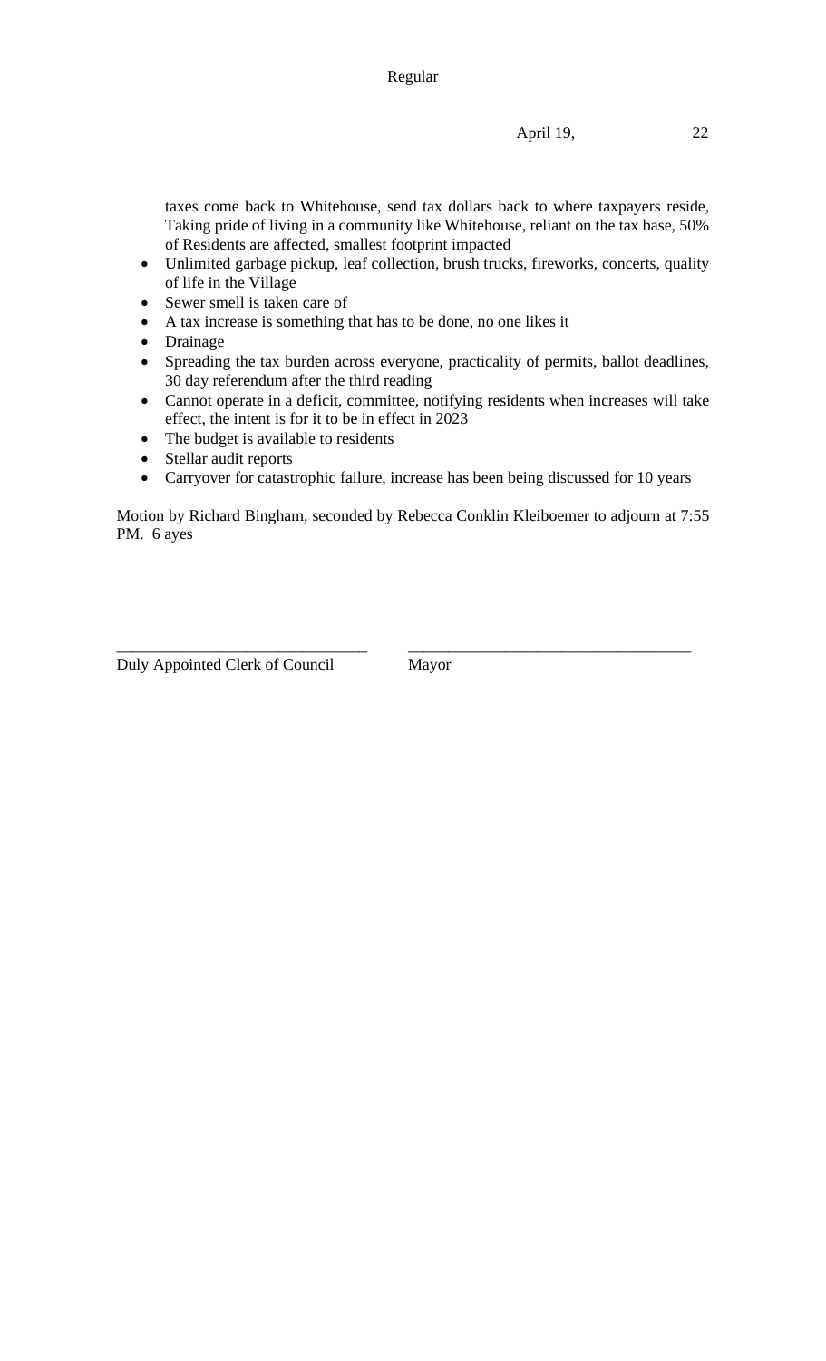taxes come back to Whitehouse, send tax dollars back to where taxpayers reside, Taking pride of living in a community like Whitehouse, reliant on the tax base, 50% of Residents are affected, smallest footprint impacted

- Unlimited garbage pickup, leaf collection, brush trucks, fireworks, concerts, quality of life in the Village
- Sewer smell is taken care of
- A tax increase is something that has to be done, no one likes it
- Drainage
- Spreading the tax burden across everyone, practicality of permits, ballot deadlines, 30 day referendum after the third reading
- Cannot operate in a deficit, committee, notifying residents when increases will take effect, the intent is for it to be in effect in 2023
- The budget is available to residents
- Stellar audit reports
- Carryover for catastrophic failure, increase has been being discussed for 10 years

Motion by Richard Bingham, seconded by Rebecca Conklin Kleiboemer to adjourn at 7:55 PM. 6 ayes

_______________________________ ___________________________________

Duly Appointed Clerk of Council Mayor